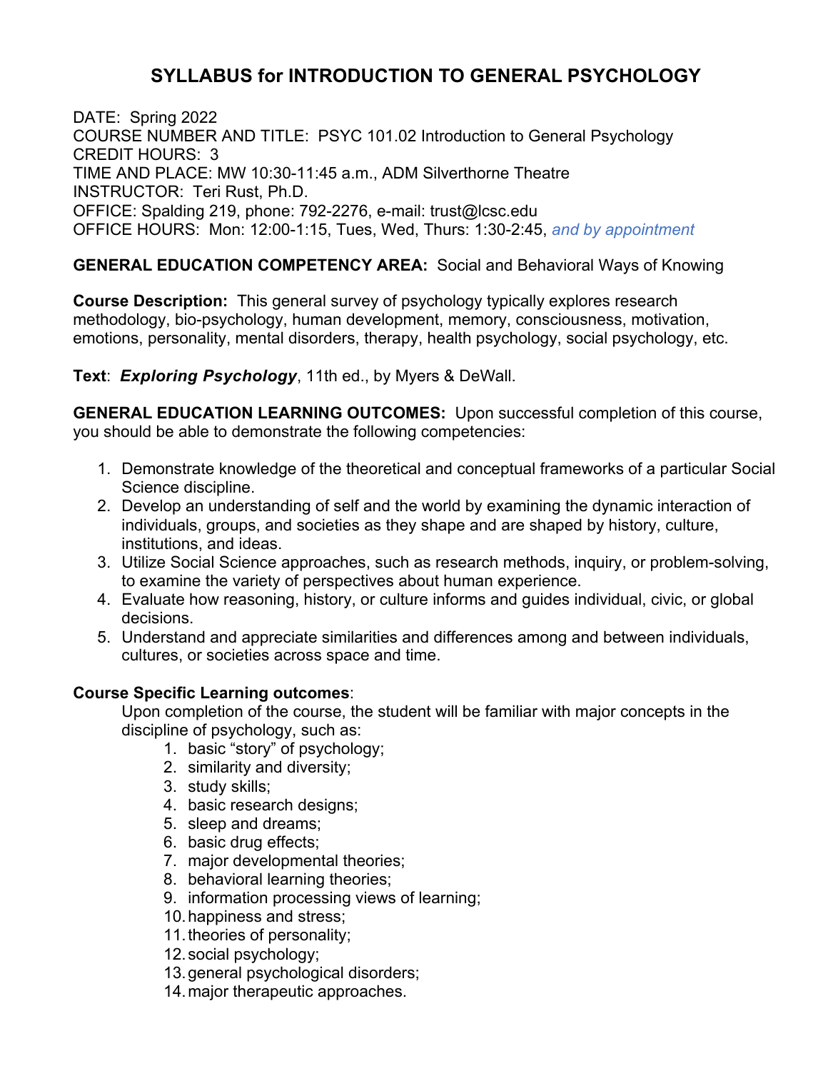# SYLLABUS for INTRODUCTION TO GENERAL PSYCHOLOGY

DATE: Spring 2022
COURSE NUMBER AND TITLE: PSYC 101.02 Introduction to General Psychology
CREDIT HOURS: 3
TIME AND PLACE: MW 10:30-11:45 a.m., ADM Silverthorne Theatre
INSTRUCTOR: Teri Rust, Ph.D.
OFFICE: Spalding 219, phone: 792-2276, e-mail: trust@lcsc.edu
OFFICE HOURS: Mon: 12:00-1:15, Tues, Wed, Thurs: 1:30-2:45, *and by appointment*

**GENERAL EDUCATION COMPETENCY AREA:** Social and Behavioral Ways of Knowing

**Course Description:** This general survey of psychology typically explores research methodology, bio-psychology, human development, memory, consciousness, motivation, emotions, personality, mental disorders, therapy, health psychology, social psychology, etc.

**Text**: ***Exploring Psychology***, 11th ed., by Myers & DeWall.

**GENERAL EDUCATION LEARNING OUTCOMES:** Upon successful completion of this course, you should be able to demonstrate the following competencies:

1. Demonstrate knowledge of the theoretical and conceptual frameworks of a particular Social Science discipline.
2. Develop an understanding of self and the world by examining the dynamic interaction of individuals, groups, and societies as they shape and are shaped by history, culture, institutions, and ideas.
3. Utilize Social Science approaches, such as research methods, inquiry, or problem-solving, to examine the variety of perspectives about human experience.
4. Evaluate how reasoning, history, or culture informs and guides individual, civic, or global decisions.
5. Understand and appreciate similarities and differences among and between individuals, cultures, or societies across space and time.

**Course Specific Learning outcomes**:

Upon completion of the course, the student will be familiar with major concepts in the discipline of psychology, such as:

1. basic "story" of psychology;
2. similarity and diversity;
3. study skills;
4. basic research designs;
5. sleep and dreams;
6. basic drug effects;
7. major developmental theories;
8. behavioral learning theories;
9. information processing views of learning;
10. happiness and stress;
11. theories of personality;
12. social psychology;
13. general psychological disorders;
14. major therapeutic approaches.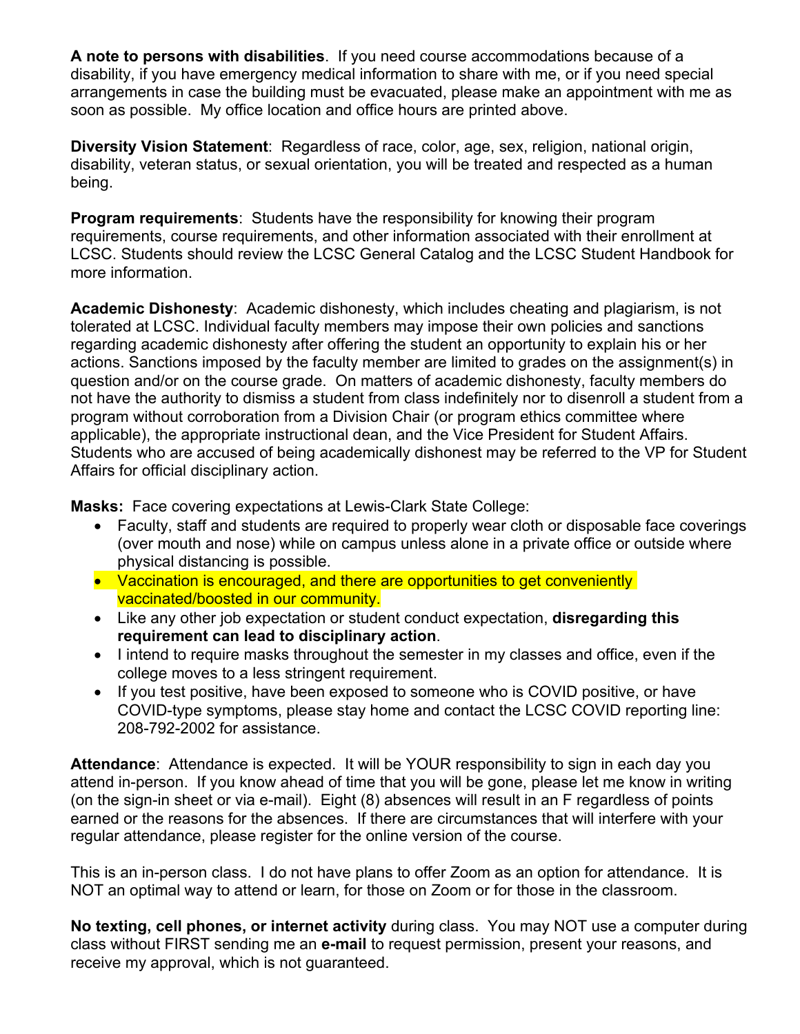**A note to persons with disabilities**. If you need course accommodations because of a disability, if you have emergency medical information to share with me, or if you need special arrangements in case the building must be evacuated, please make an appointment with me as soon as possible. My office location and office hours are printed above.

**Diversity Vision Statement**: Regardless of race, color, age, sex, religion, national origin, disability, veteran status, or sexual orientation, you will be treated and respected as a human being.

**Program requirements**: Students have the responsibility for knowing their program requirements, course requirements, and other information associated with their enrollment at LCSC. Students should review the LCSC General Catalog and the LCSC Student Handbook for more information.

**Academic Dishonesty**: Academic dishonesty, which includes cheating and plagiarism, is not tolerated at LCSC. Individual faculty members may impose their own policies and sanctions regarding academic dishonesty after offering the student an opportunity to explain his or her actions. Sanctions imposed by the faculty member are limited to grades on the assignment(s) in question and/or on the course grade. On matters of academic dishonesty, faculty members do not have the authority to dismiss a student from class indefinitely nor to disenroll a student from a program without corroboration from a Division Chair (or program ethics committee where applicable), the appropriate instructional dean, and the Vice President for Student Affairs. Students who are accused of being academically dishonest may be referred to the VP for Student Affairs for official disciplinary action.

**Masks:** Face covering expectations at Lewis-Clark State College:

- Faculty, staff and students are required to properly wear cloth or disposable face coverings (over mouth and nose) while on campus unless alone in a private office or outside where physical distancing is possible.
- Vaccination is encouraged, and there are opportunities to get conveniently vaccinated/boosted in our community.
- Like any other job expectation or student conduct expectation, **disregarding this requirement can lead to disciplinary action**.
- I intend to require masks throughout the semester in my classes and office, even if the college moves to a less stringent requirement.
- If you test positive, have been exposed to someone who is COVID positive, or have COVID-type symptoms, please stay home and contact the LCSC COVID reporting line: 208-792-2002 for assistance.

**Attendance**: Attendance is expected. It will be YOUR responsibility to sign in each day you attend in-person. If you know ahead of time that you will be gone, please let me know in writing (on the sign-in sheet or via e-mail). Eight (8) absences will result in an F regardless of points earned or the reasons for the absences. If there are circumstances that will interfere with your regular attendance, please register for the online version of the course.

This is an in-person class. I do not have plans to offer Zoom as an option for attendance. It is NOT an optimal way to attend or learn, for those on Zoom or for those in the classroom.

**No texting, cell phones, or internet activity** during class. You may NOT use a computer during class without FIRST sending me an **e-mail** to request permission, present your reasons, and receive my approval, which is not guaranteed.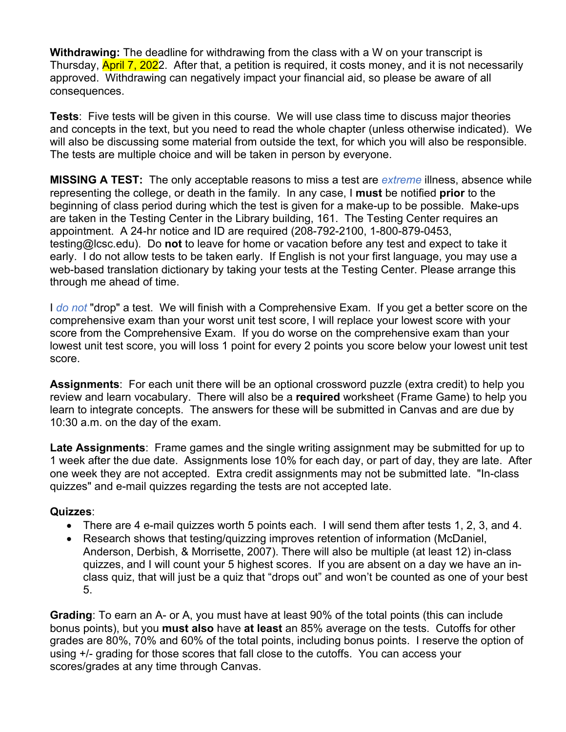**Withdrawing:** The deadline for withdrawing from the class with a W on your transcript is Thursday, April 7, 2022. After that, a petition is required, it costs money, and it is not necessarily approved. Withdrawing can negatively impact your financial aid, so please be aware of all consequences.

**Tests**: Five tests will be given in this course. We will use class time to discuss major theories and concepts in the text, but you need to read the whole chapter (unless otherwise indicated). We will also be discussing some material from outside the text, for which you will also be responsible. The tests are multiple choice and will be taken in person by everyone.

**MISSING A TEST:** The only acceptable reasons to miss a test are *extreme* illness, absence while representing the college, or death in the family. In any case, I **must** be notified **prior** to the beginning of class period during which the test is given for a make-up to be possible. Make-ups are taken in the Testing Center in the Library building, 161. The Testing Center requires an appointment. A 24-hr notice and ID are required (208-792-2100, 1-800-879-0453, testing@lcsc.edu). Do **not** to leave for home or vacation before any test and expect to take it early. I do not allow tests to be taken early. If English is not your first language, you may use a web-based translation dictionary by taking your tests at the Testing Center. Please arrange this through me ahead of time.

I *do not* "drop" a test. We will finish with a Comprehensive Exam. If you get a better score on the comprehensive exam than your worst unit test score, I will replace your lowest score with your score from the Comprehensive Exam. If you do worse on the comprehensive exam than your lowest unit test score, you will loss 1 point for every 2 points you score below your lowest unit test score.

**Assignments**: For each unit there will be an optional crossword puzzle (extra credit) to help you review and learn vocabulary. There will also be a **required** worksheet (Frame Game) to help you learn to integrate concepts. The answers for these will be submitted in Canvas and are due by 10:30 a.m. on the day of the exam.

**Late Assignments**: Frame games and the single writing assignment may be submitted for up to 1 week after the due date. Assignments lose 10% for each day, or part of day, they are late. After one week they are not accepted. Extra credit assignments may not be submitted late. "In-class quizzes" and e-mail quizzes regarding the tests are not accepted late.

**Quizzes**:

- There are 4 e-mail quizzes worth 5 points each. I will send them after tests 1, 2, 3, and 4.
- Research shows that testing/quizzing improves retention of information (McDaniel, Anderson, Derbish, & Morrisette, 2007). There will also be multiple (at least 12) in-class quizzes, and I will count your 5 highest scores. If you are absent on a day we have an in-class quiz, that will just be a quiz that "drops out" and won't be counted as one of your best 5.

**Grading**: To earn an A- or A, you must have at least 90% of the total points (this can include bonus points), but you **must also** have **at least** an 85% average on the tests. Cutoffs for other grades are 80%, 70% and 60% of the total points, including bonus points. I reserve the option of using +/- grading for those scores that fall close to the cutoffs. You can access your scores/grades at any time through Canvas.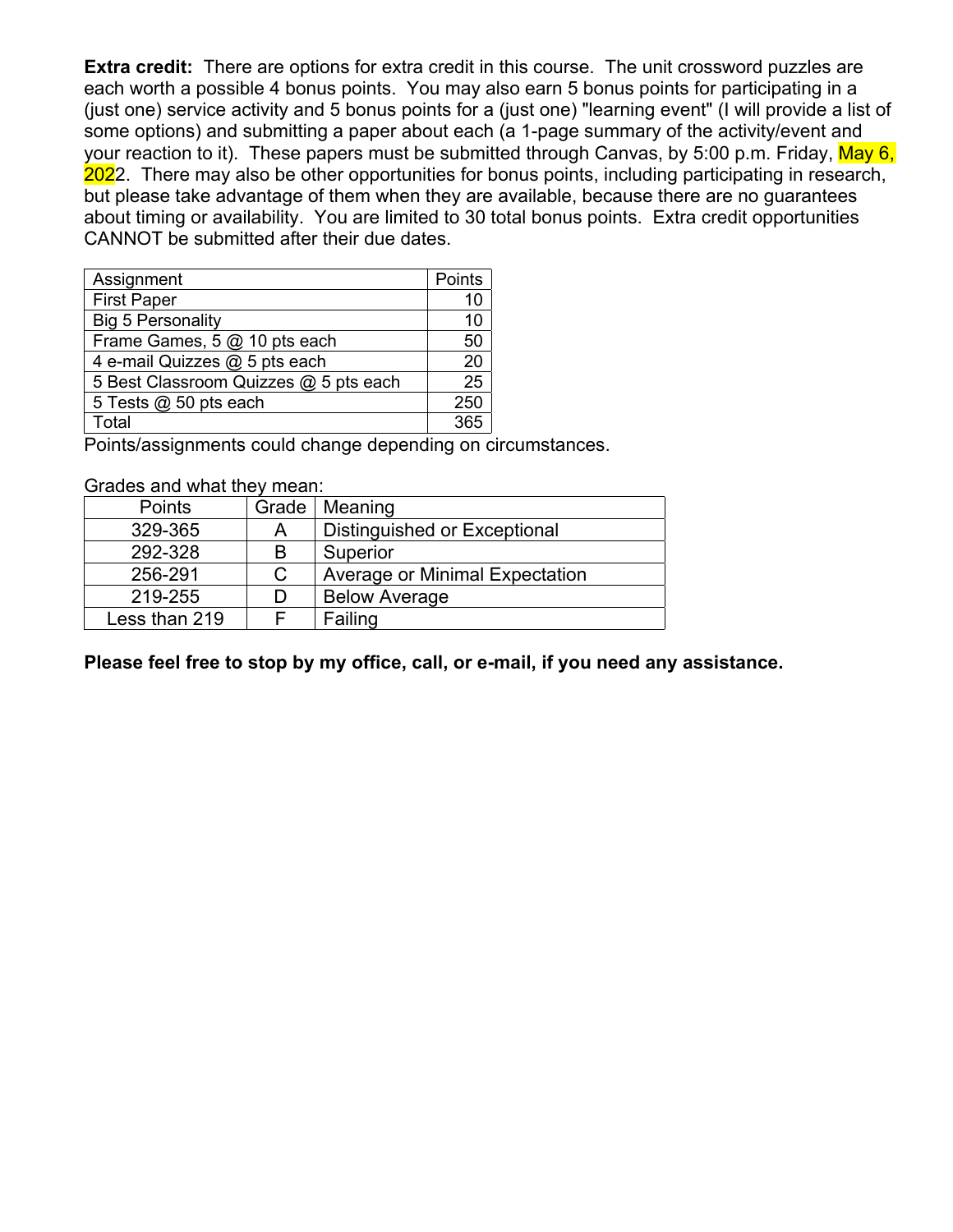**Extra credit:** There are options for extra credit in this course. The unit crossword puzzles are each worth a possible 4 bonus points. You may also earn 5 bonus points for participating in a (just one) service activity and 5 bonus points for a (just one) "learning event" (I will provide a list of some options) and submitting a paper about each (a 1-page summary of the activity/event and your reaction to it). These papers must be submitted through Canvas, by 5:00 p.m. Friday, May 6, 2022. There may also be other opportunities for bonus points, including participating in research, but please take advantage of them when they are available, because there are no guarantees about timing or availability. You are limited to 30 total bonus points. Extra credit opportunities CANNOT be submitted after their due dates.

| Assignment | Points |
|---|---|
| First Paper | 10 |
| Big 5 Personality | 10 |
| Frame Games, 5 @ 10 pts each | 50 |
| 4 e-mail Quizzes @ 5 pts each | 20 |
| 5 Best Classroom Quizzes @ 5 pts each | 25 |
| 5 Tests @ 50 pts each | 250 |
| Total | 365 |

Points/assignments could change depending on circumstances.

Grades and what they mean:

| Points | Grade | Meaning |
|---|---|---|
| 329-365 | A | Distinguished or Exceptional |
| 292-328 | B | Superior |
| 256-291 | C | Average or Minimal Expectation |
| 219-255 | D | Below Average |
| Less than 219 | F | Failing |

**Please feel free to stop by my office, call, or e-mail, if you need any assistance.**